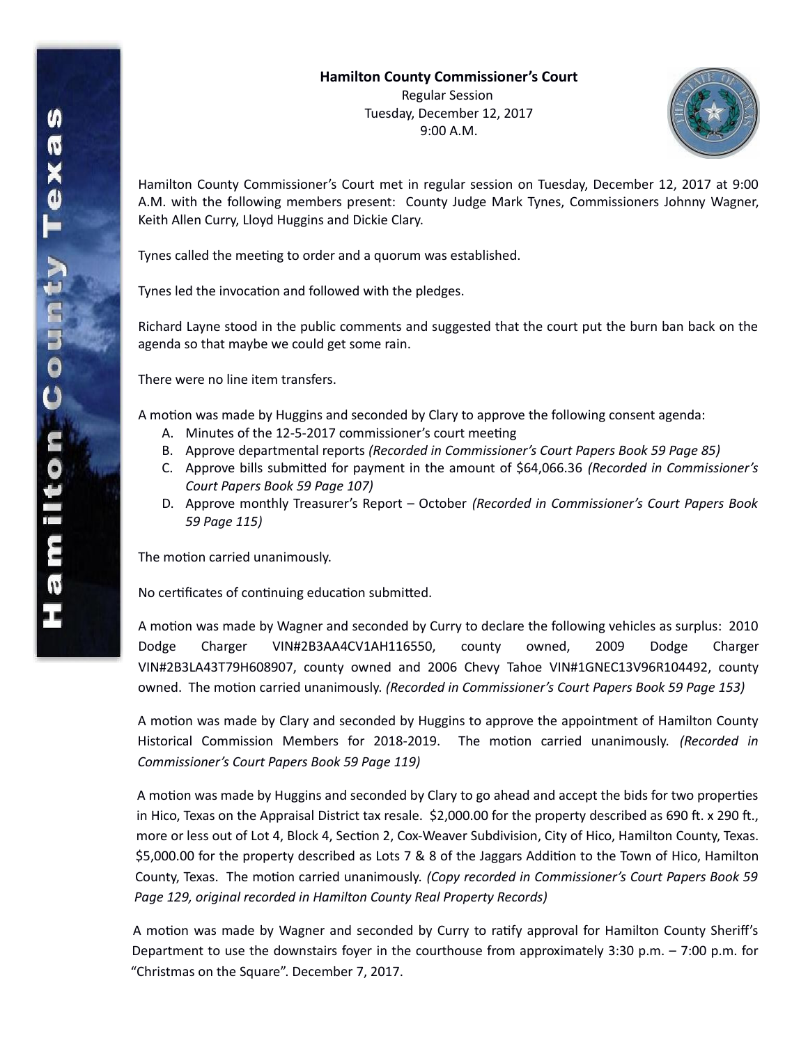**Hamilton County Commissioner's Court**

Regular Session

Tuesday, December 12, 2017

9:00 A.M.

Hamilton County Commissioner's Court met in regular session on Tuesday, December 12, 2017 at 9:00 A.M. with the following members present: County Judge Mark Tynes, Commissioners Johnny Wagner, Keith Allen Curry, Lloyd Huggins and Dickie Clary.

Tynes called the meeting to order and a quorum was established.

Tynes led the invocation and followed with the pledges.

Richard Layne stood in the public comments and suggested that the court put the burn ban back on the agenda so that maybe we could get some rain.

There were no line item transfers.

A motion was made by Huggins and seconded by Clary to approve the following consent agenda:

A. Minutes of the 12-5-2017 commissioner's court meeting
B. Approve departmental reports *(Recorded in Commissioner's Court Papers Book 59 Page 85)*
C. Approve bills submitted for payment in the amount of $64,066.36 *(Recorded in Commissioner's Court Papers Book 59 Page 107)*
D. Approve monthly Treasurer's Report – October *(Recorded in Commissioner's Court Papers Book 59 Page 115)*

The motion carried unanimously.

No certificates of continuing education submitted.

A motion was made by Wagner and seconded by Curry to declare the following vehicles as surplus: 2010 Dodge Charger VIN#2B3AA4CV1AH116550, county owned, 2009 Dodge Charger VIN#2B3LA43T79H608907, county owned and 2006 Chevy Tahoe VIN#1GNEC13V96R104492, county owned. The motion carried unanimously. *(Recorded in Commissioner's Court Papers Book 59 Page 153)*

A motion was made by Clary and seconded by Huggins to approve the appointment of Hamilton County Historical Commission Members for 2018-2019. The motion carried unanimously. *(Recorded in Commissioner's Court Papers Book 59 Page 119)*

A motion was made by Huggins and seconded by Clary to go ahead and accept the bids for two properties in Hico, Texas on the Appraisal District tax resale. $2,000.00 for the property described as 690 ft. x 290 ft., more or less out of Lot 4, Block 4, Section 2, Cox-Weaver Subdivision, City of Hico, Hamilton County, Texas. $5,000.00 for the property described as Lots 7 & 8 of the Jaggars Addition to the Town of Hico, Hamilton County, Texas. The motion carried unanimously. *(Copy recorded in Commissioner's Court Papers Book 59 Page 129, original recorded in Hamilton County Real Property Records)*

A motion was made by Wagner and seconded by Curry to ratify approval for Hamilton County Sheriff's Department to use the downstairs foyer in the courthouse from approximately 3:30 p.m. – 7:00 p.m. for "Christmas on the Square". December 7, 2017.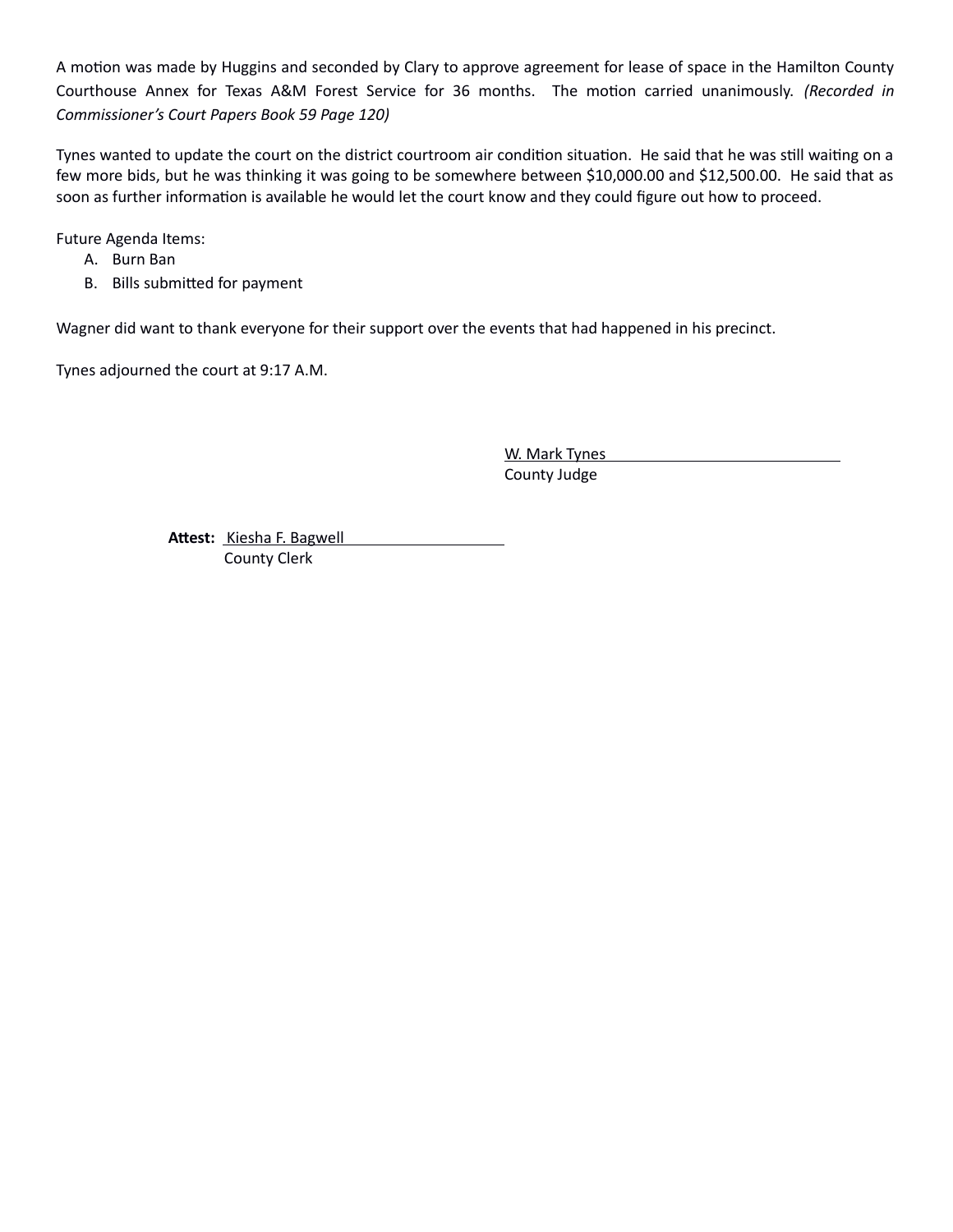A motion was made by Huggins and seconded by Clary to approve agreement for lease of space in the Hamilton County Courthouse Annex for Texas A&M Forest Service for 36 months. The motion carried unanimously. *(Recorded in Commissioner's Court Papers Book 59 Page 120)*

Tynes wanted to update the court on the district courtroom air condition situation. He said that he was still waiting on a few more bids, but he was thinking it was going to be somewhere between $10,000.00 and $12,500.00. He said that as soon as further information is available he would let the court know and they could figure out how to proceed.

Future Agenda Items:

A. Burn Ban
B. Bills submitted for payment

Wagner did want to thank everyone for their support over the events that had happened in his precinct.

Tynes adjourned the court at 9:17 A.M.

W. Mark Tynes
County Judge

**Attest:** Kiesha F. Bagwell
County Clerk